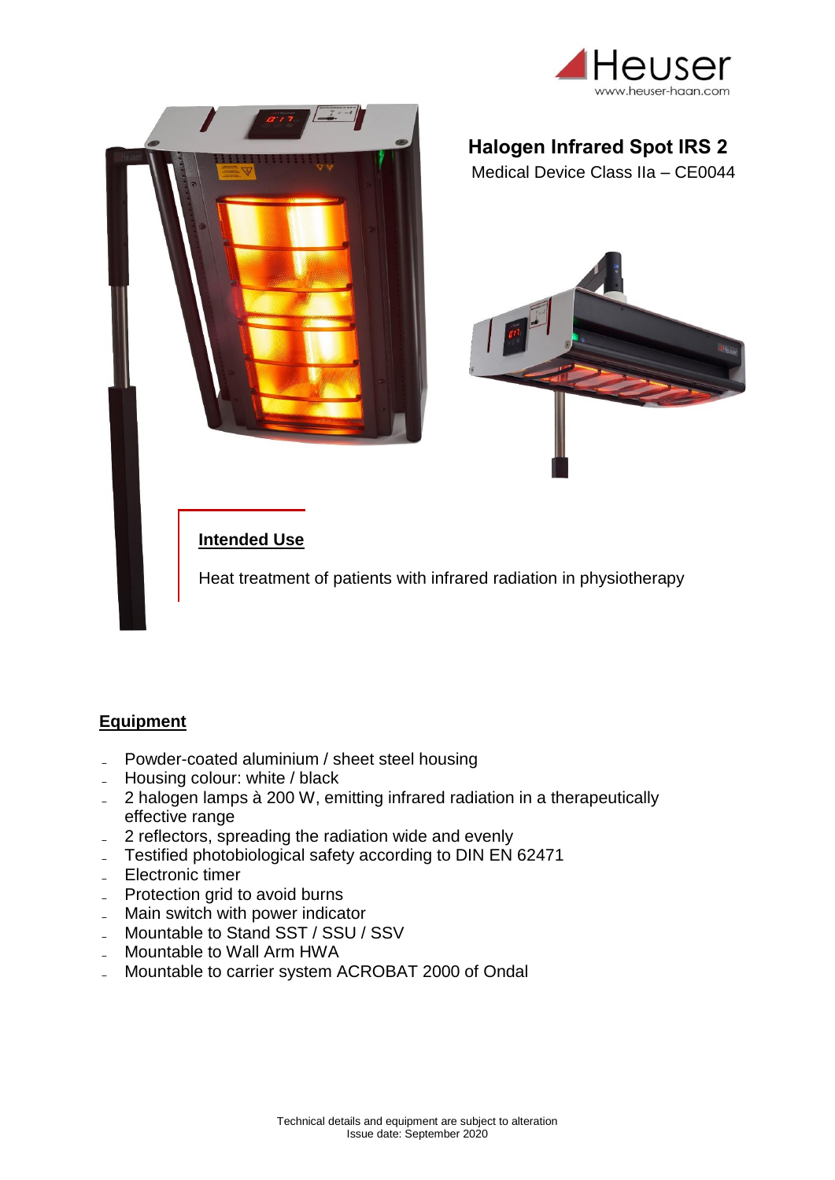Heuser
www.heuser-haan.com

# Halogen Infrared Spot IRS 2

Medical Device Class IIa – CE0044

## Intended Use

Heat treatment of patients with infrared radiation in physiotherapy

## Equipment

- Powder-coated aluminium / sheet steel housing
- Housing colour: white / black
- 2 halogen lamps à 200 W, emitting infrared radiation in a therapeutically effective range
- 2 reflectors, spreading the radiation wide and evenly
- Testified photobiological safety according to DIN EN 62471
- Electronic timer
- Protection grid to avoid burns
- Main switch with power indicator
- Mountable to Stand SST / SSU / SSV
- Mountable to Wall Arm HWA
- Mountable to carrier system ACROBAT 2000 of Ondal

Technical details and equipment are subject to alteration
Issue date: September 2020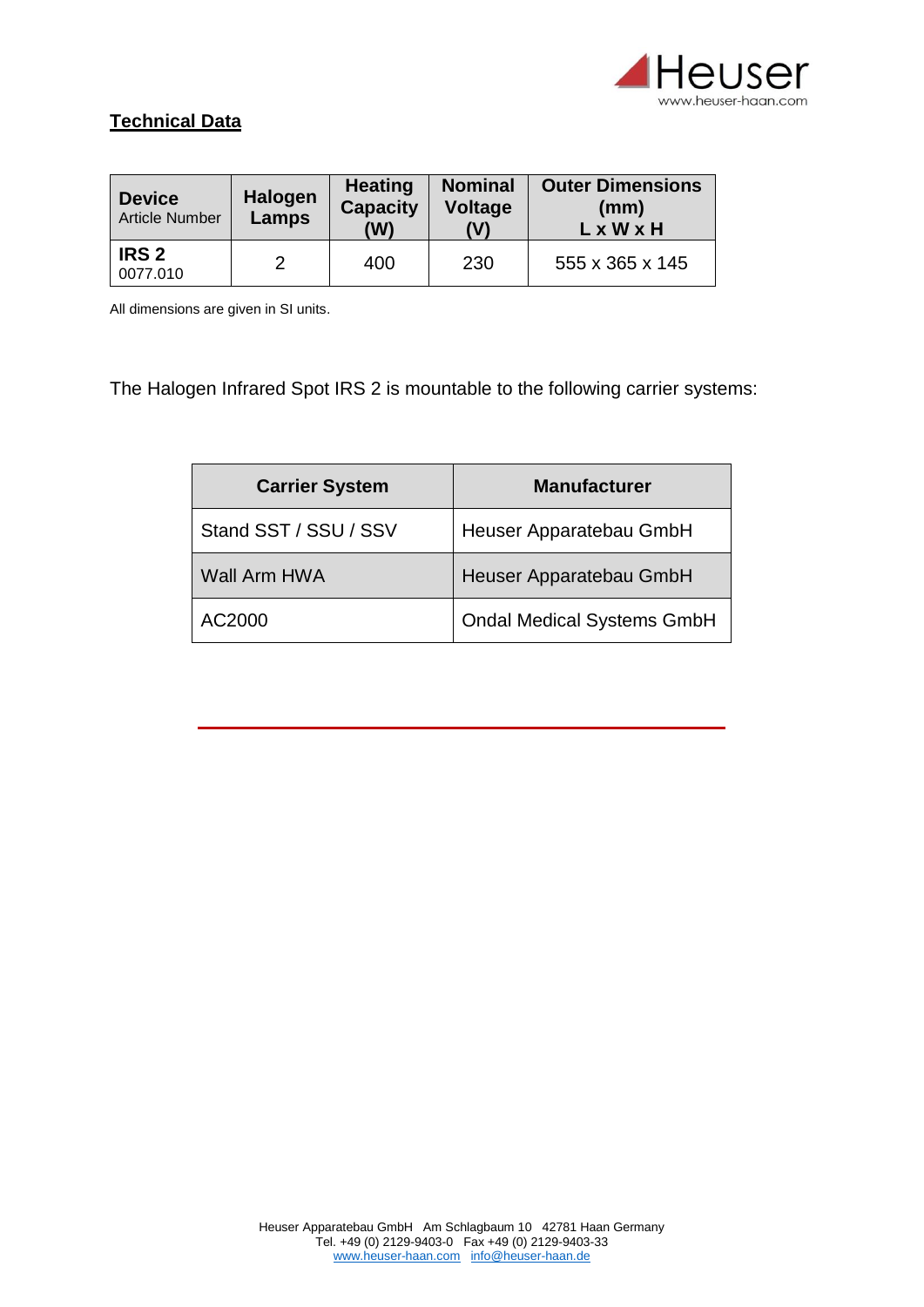## Technical Data

| **Device** Article Number | **Halogen Lamps** | **Heating Capacity (W)** | **Nominal Voltage (V)** | **Outer Dimensions (mm) L x W x H** |
|---|---|---|---|---|
| **IRS 2** 0077.010 | 2 | 400 | 230 | 555 x 365 x 145 |

All dimensions are given in SI units.

The Halogen Infrared Spot IRS 2 is mountable to the following carrier systems:

| Carrier System | Manufacturer |
|---|---|
| Stand SST / SSU / SSV | Heuser Apparatebau GmbH |
| Wall Arm HWA | Heuser Apparatebau GmbH |
| AC2000 | Ondal Medical Systems GmbH |